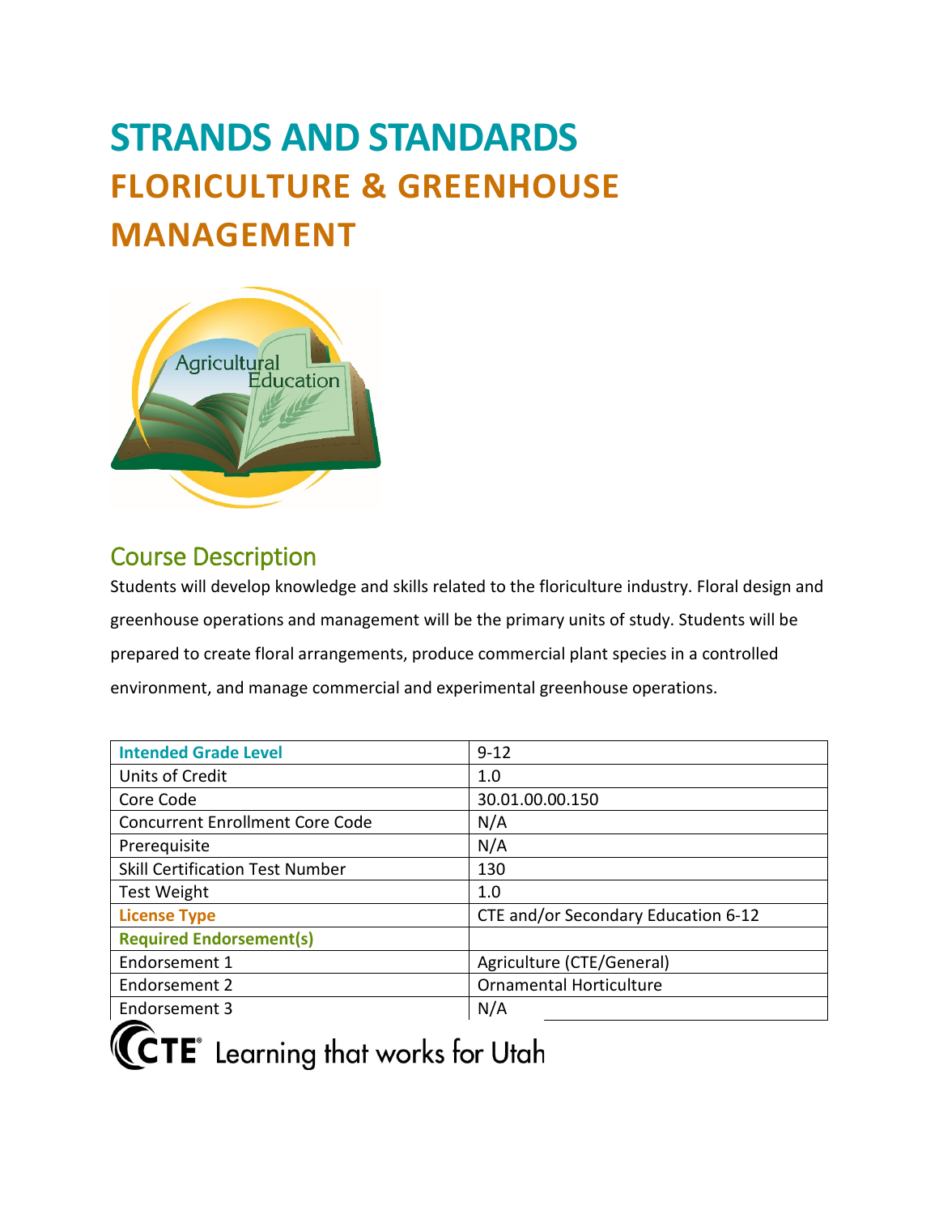# STRANDS AND STANDARDS
# FLORICULTURE & GREENHOUSE MANAGEMENT

## Course Description

Students will develop knowledge and skills related to the floriculture industry. Floral design and greenhouse operations and management will be the primary units of study. Students will be prepared to create floral arrangements, produce commercial plant species in a controlled environment, and manage commercial and experimental greenhouse operations.

| Intended Grade Level | 9-12 |
|---|---|
| Units of Credit | 1.0 |
| Core Code | 30.01.00.00.150 |
| Concurrent Enrollment Core Code | N/A |
| Prerequisite | N/A |
| Skill Certification Test Number | 130 |
| Test Weight | 1.0 |
| License Type | CTE and/or Secondary Education 6-12 |
| Required Endorsement(s) | |
| Endorsement 1 | Agriculture (CTE/General) |
| Endorsement 2 | Ornamental Horticulture |
| Endorsement 3 | N/A |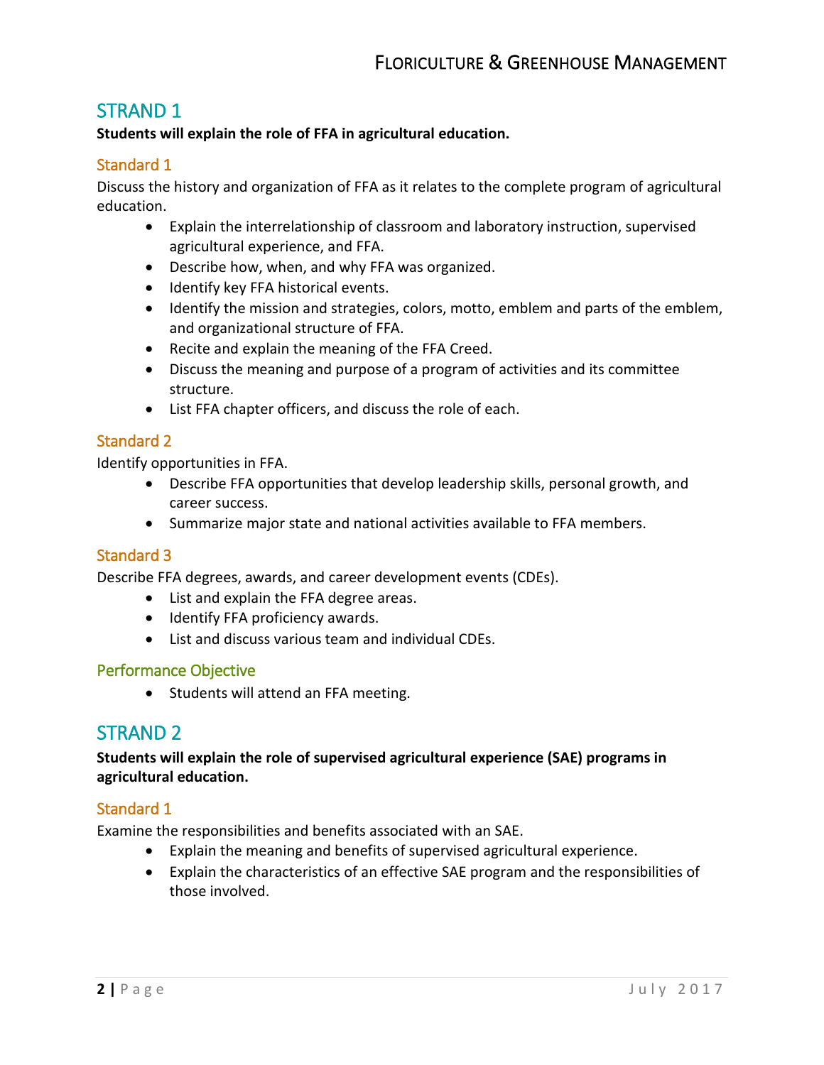## STRAND 1

**Students will explain the role of FFA in agricultural education.**

### Standard 1

Discuss the history and organization of FFA as it relates to the complete program of agricultural education.

- Explain the interrelationship of classroom and laboratory instruction, supervised agricultural experience, and FFA.
- Describe how, when, and why FFA was organized.
- Identify key FFA historical events.
- Identify the mission and strategies, colors, motto, emblem and parts of the emblem, and organizational structure of FFA.
- Recite and explain the meaning of the FFA Creed.
- Discuss the meaning and purpose of a program of activities and its committee structure.
- List FFA chapter officers, and discuss the role of each.

### Standard 2

Identify opportunities in FFA.

- Describe FFA opportunities that develop leadership skills, personal growth, and career success.
- Summarize major state and national activities available to FFA members.

### Standard 3

Describe FFA degrees, awards, and career development events (CDEs).

- List and explain the FFA degree areas.
- Identify FFA proficiency awards.
- List and discuss various team and individual CDEs.

### Performance Objective

- Students will attend an FFA meeting.

## STRAND 2

**Students will explain the role of supervised agricultural experience (SAE) programs in agricultural education.**

### Standard 1

Examine the responsibilities and benefits associated with an SAE.

- Explain the meaning and benefits of supervised agricultural experience.
- Explain the characteristics of an effective SAE program and the responsibilities of those involved.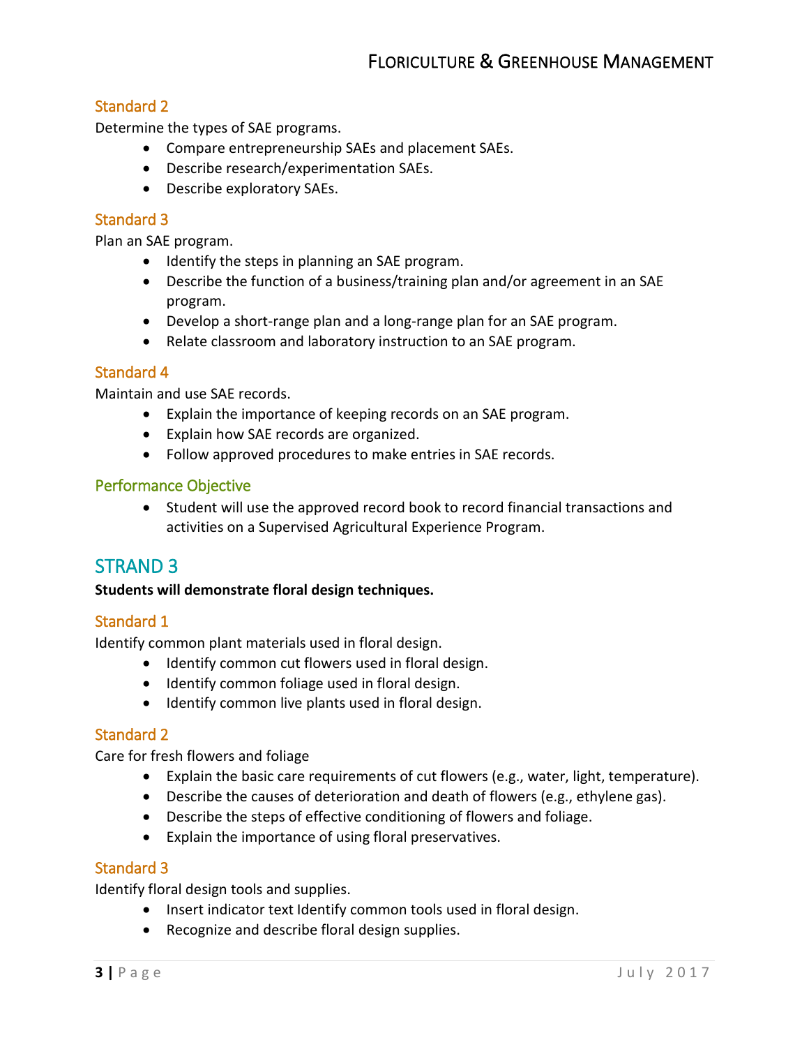### Standard 2

Determine the types of SAE programs.

- Compare entrepreneurship SAEs and placement SAEs.
- Describe research/experimentation SAEs.
- Describe exploratory SAEs.

### Standard 3

Plan an SAE program.

- Identify the steps in planning an SAE program.
- Describe the function of a business/training plan and/or agreement in an SAE program.
- Develop a short-range plan and a long-range plan for an SAE program.
- Relate classroom and laboratory instruction to an SAE program.

### Standard 4

Maintain and use SAE records.

- Explain the importance of keeping records on an SAE program.
- Explain how SAE records are organized.
- Follow approved procedures to make entries in SAE records.

### Performance Objective

- Student will use the approved record book to record financial transactions and activities on a Supervised Agricultural Experience Program.

## STRAND 3

**Students will demonstrate floral design techniques.**

### Standard 1

Identify common plant materials used in floral design.

- Identify common cut flowers used in floral design.
- Identify common foliage used in floral design.
- Identify common live plants used in floral design.

### Standard 2

Care for fresh flowers and foliage

- Explain the basic care requirements of cut flowers (e.g., water, light, temperature).
- Describe the causes of deterioration and death of flowers (e.g., ethylene gas).
- Describe the steps of effective conditioning of flowers and foliage.
- Explain the importance of using floral preservatives.

### Standard 3

Identify floral design tools and supplies.

- Insert indicator text Identify common tools used in floral design.
- Recognize and describe floral design supplies.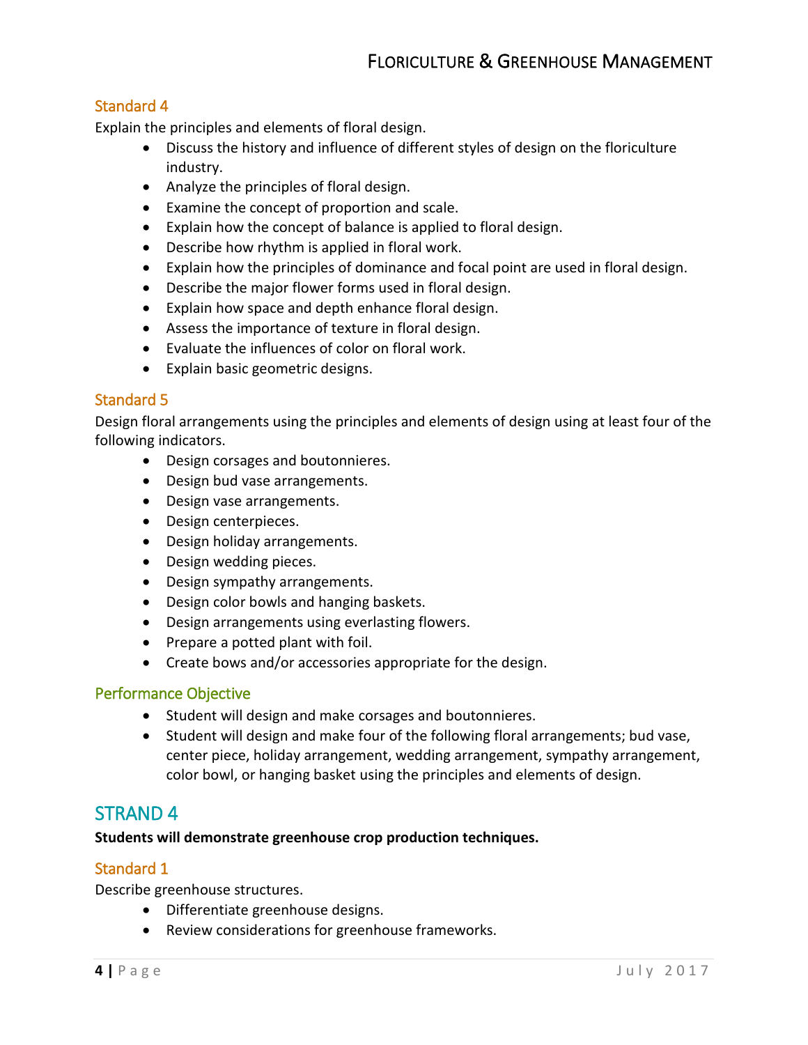### Standard 4

Explain the principles and elements of floral design.

- Discuss the history and influence of different styles of design on the floriculture industry.
- Analyze the principles of floral design.
- Examine the concept of proportion and scale.
- Explain how the concept of balance is applied to floral design.
- Describe how rhythm is applied in floral work.
- Explain how the principles of dominance and focal point are used in floral design.
- Describe the major flower forms used in floral design.
- Explain how space and depth enhance floral design.
- Assess the importance of texture in floral design.
- Evaluate the influences of color on floral work.
- Explain basic geometric designs.

### Standard 5

Design floral arrangements using the principles and elements of design using at least four of the following indicators.

- Design corsages and boutonnieres.
- Design bud vase arrangements.
- Design vase arrangements.
- Design centerpieces.
- Design holiday arrangements.
- Design wedding pieces.
- Design sympathy arrangements.
- Design color bowls and hanging baskets.
- Design arrangements using everlasting flowers.
- Prepare a potted plant with foil.
- Create bows and/or accessories appropriate for the design.

### Performance Objective

- Student will design and make corsages and boutonnieres.
- Student will design and make four of the following floral arrangements; bud vase, center piece, holiday arrangement, wedding arrangement, sympathy arrangement, color bowl, or hanging basket using the principles and elements of design.

## STRAND 4

**Students will demonstrate greenhouse crop production techniques.**

### Standard 1

Describe greenhouse structures.

- Differentiate greenhouse designs.
- Review considerations for greenhouse frameworks.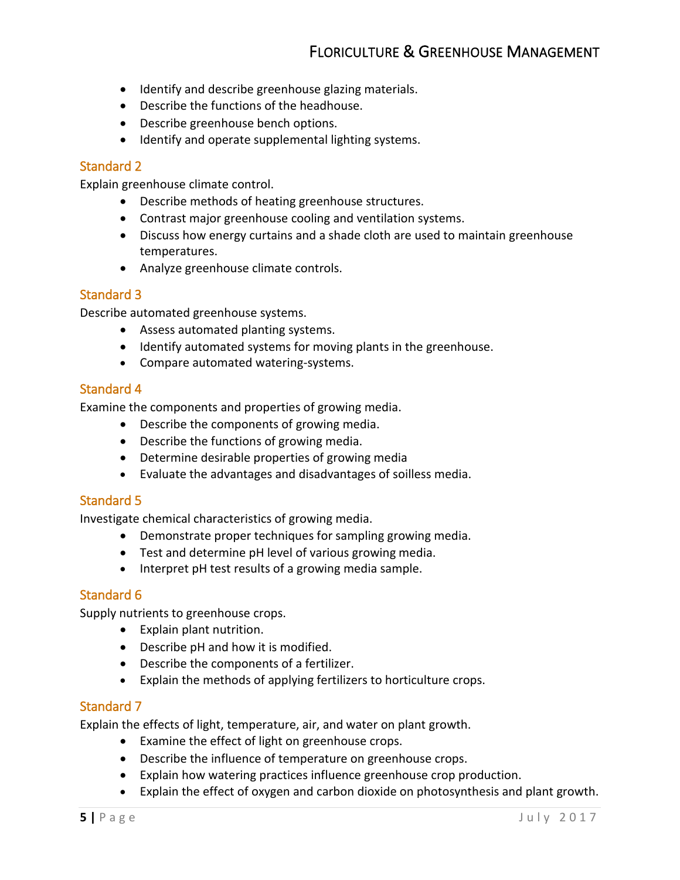- Identify and describe greenhouse glazing materials.
- Describe the functions of the headhouse.
- Describe greenhouse bench options.
- Identify and operate supplemental lighting systems.

## Standard 2

Explain greenhouse climate control.

- Describe methods of heating greenhouse structures.
- Contrast major greenhouse cooling and ventilation systems.
- Discuss how energy curtains and a shade cloth are used to maintain greenhouse temperatures.
- Analyze greenhouse climate controls.

## Standard 3

Describe automated greenhouse systems.

- Assess automated planting systems.
- Identify automated systems for moving plants in the greenhouse.
- Compare automated watering-systems.

## Standard 4

Examine the components and properties of growing media.

- Describe the components of growing media.
- Describe the functions of growing media.
- Determine desirable properties of growing media
- Evaluate the advantages and disadvantages of soilless media.

## Standard 5

Investigate chemical characteristics of growing media.

- Demonstrate proper techniques for sampling growing media.
- Test and determine pH level of various growing media.
- Interpret pH test results of a growing media sample.

## Standard 6

Supply nutrients to greenhouse crops.

- Explain plant nutrition.
- Describe pH and how it is modified.
- Describe the components of a fertilizer.
- Explain the methods of applying fertilizers to horticulture crops.

## Standard 7

Explain the effects of light, temperature, air, and water on plant growth.

- Examine the effect of light on greenhouse crops.
- Describe the influence of temperature on greenhouse crops.
- Explain how watering practices influence greenhouse crop production.
- Explain the effect of oxygen and carbon dioxide on photosynthesis and plant growth.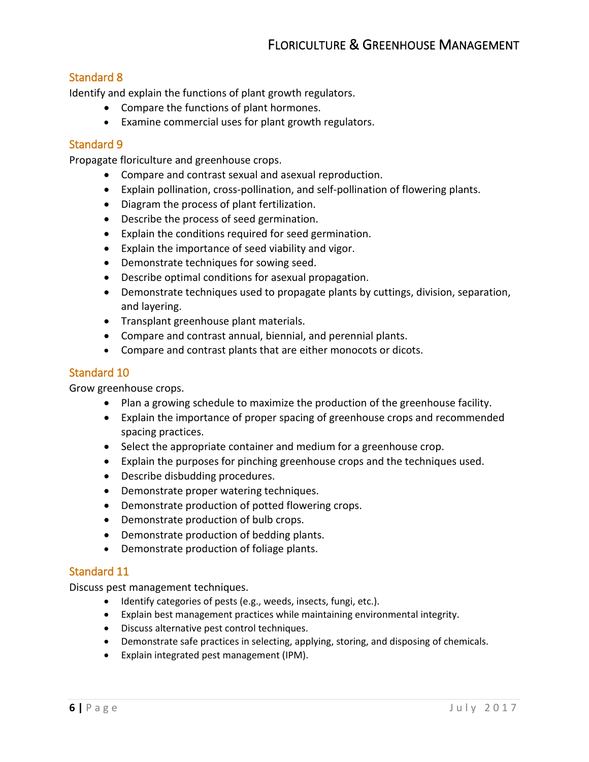## Standard 8

Identify and explain the functions of plant growth regulators.

- Compare the functions of plant hormones.
- Examine commercial uses for plant growth regulators.

## Standard 9

Propagate floriculture and greenhouse crops.

- Compare and contrast sexual and asexual reproduction.
- Explain pollination, cross-pollination, and self-pollination of flowering plants.
- Diagram the process of plant fertilization.
- Describe the process of seed germination.
- Explain the conditions required for seed germination.
- Explain the importance of seed viability and vigor.
- Demonstrate techniques for sowing seed.
- Describe optimal conditions for asexual propagation.
- Demonstrate techniques used to propagate plants by cuttings, division, separation, and layering.
- Transplant greenhouse plant materials.
- Compare and contrast annual, biennial, and perennial plants.
- Compare and contrast plants that are either monocots or dicots.

## Standard 10

Grow greenhouse crops.

- Plan a growing schedule to maximize the production of the greenhouse facility.
- Explain the importance of proper spacing of greenhouse crops and recommended spacing practices.
- Select the appropriate container and medium for a greenhouse crop.
- Explain the purposes for pinching greenhouse crops and the techniques used.
- Describe disbudding procedures.
- Demonstrate proper watering techniques.
- Demonstrate production of potted flowering crops.
- Demonstrate production of bulb crops.
- Demonstrate production of bedding plants.
- Demonstrate production of foliage plants.

## Standard 11

Discuss pest management techniques.

- Identify categories of pests (e.g., weeds, insects, fungi, etc.).
- Explain best management practices while maintaining environmental integrity.
- Discuss alternative pest control techniques.
- Demonstrate safe practices in selecting, applying, storing, and disposing of chemicals.
- Explain integrated pest management (IPM).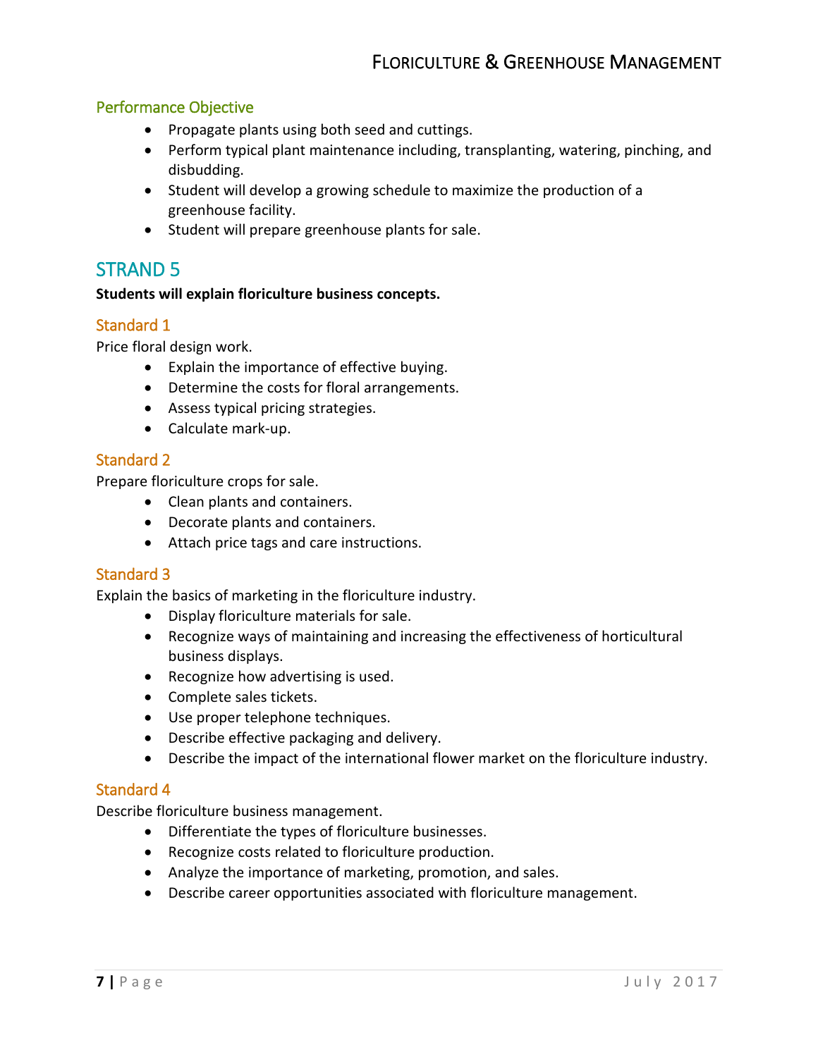### Performance Objective

- Propagate plants using both seed and cuttings.
- Perform typical plant maintenance including, transplanting, watering, pinching, and disbudding.
- Student will develop a growing schedule to maximize the production of a greenhouse facility.
- Student will prepare greenhouse plants for sale.

## STRAND 5

**Students will explain floriculture business concepts.**

### Standard 1

Price floral design work.

- Explain the importance of effective buying.
- Determine the costs for floral arrangements.
- Assess typical pricing strategies.
- Calculate mark-up.

### Standard 2

Prepare floriculture crops for sale.

- Clean plants and containers.
- Decorate plants and containers.
- Attach price tags and care instructions.

### Standard 3

Explain the basics of marketing in the floriculture industry.

- Display floriculture materials for sale.
- Recognize ways of maintaining and increasing the effectiveness of horticultural business displays.
- Recognize how advertising is used.
- Complete sales tickets.
- Use proper telephone techniques.
- Describe effective packaging and delivery.
- Describe the impact of the international flower market on the floriculture industry.

### Standard 4

Describe floriculture business management.

- Differentiate the types of floriculture businesses.
- Recognize costs related to floriculture production.
- Analyze the importance of marketing, promotion, and sales.
- Describe career opportunities associated with floriculture management.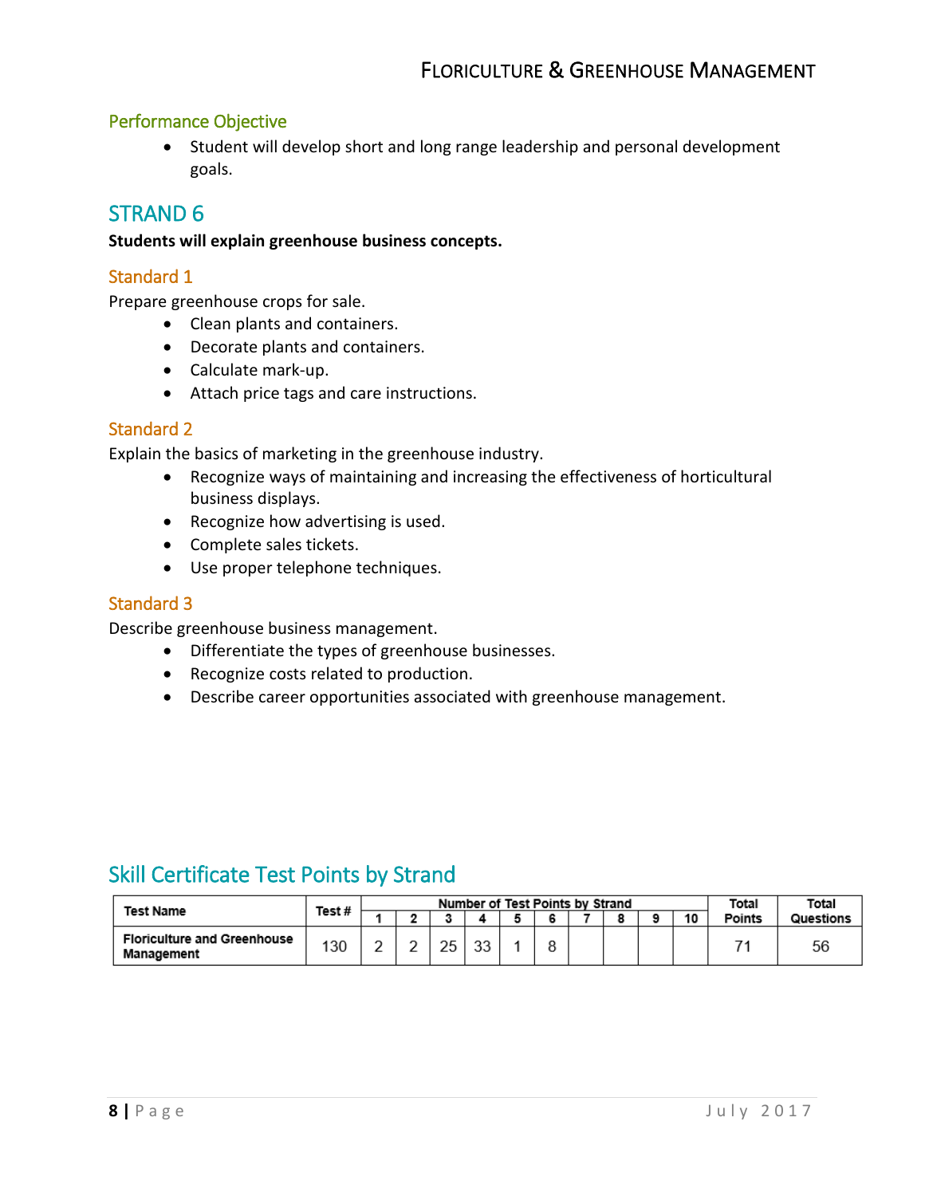## Performance Objective

- Student will develop short and long range leadership and personal development goals.

# STRAND 6

**Students will explain greenhouse business concepts.**

## Standard 1

Prepare greenhouse crops for sale.

- Clean plants and containers.
- Decorate plants and containers.
- Calculate mark-up.
- Attach price tags and care instructions.

## Standard 2

Explain the basics of marketing in the greenhouse industry.

- Recognize ways of maintaining and increasing the effectiveness of horticultural business displays.
- Recognize how advertising is used.
- Complete sales tickets.
- Use proper telephone techniques.

## Standard 3

Describe greenhouse business management.

- Differentiate the types of greenhouse businesses.
- Recognize costs related to production.
- Describe career opportunities associated with greenhouse management.

# Skill Certificate Test Points by Strand

| Test Name | Test # | Number of Test Points by Strand | | | | | | | | | | Total Points | Total Questions |
|---|---|---|---|---|---|---|---|---|---|---|---|---|---|
| | | 1 | 2 | 3 | 4 | 5 | 6 | 7 | 8 | 9 | 10 | | |
| Floriculture and Greenhouse Management | 130 | 2 | 2 | 25 | 33 | 1 | 8 | | | | | 71 | 56 |